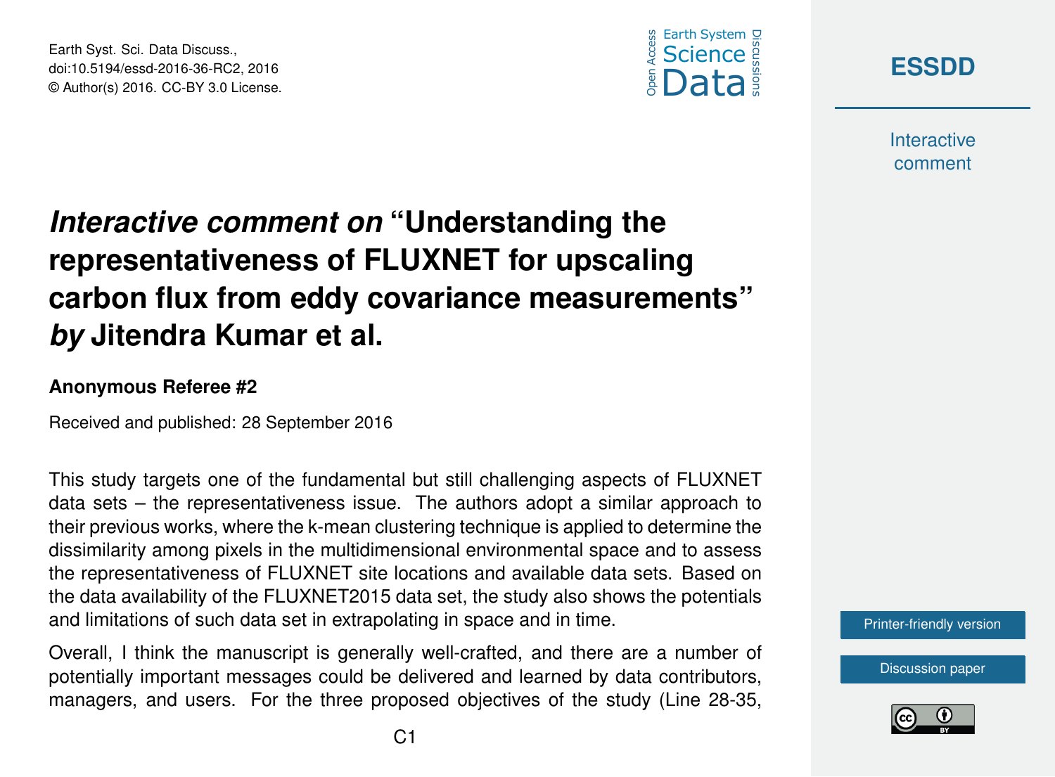# *Interactive comment on* "Understanding the representativeness of FLUXNET for upscaling carbon flux from eddy covariance measurements" *by* Jitendra Kumar et al.

**Anonymous Referee #2**

Received and published: 28 September 2016

This study targets one of the fundamental but still challenging aspects of FLUXNET data sets – the representativeness issue. The authors adopt a similar approach to their previous works, where the k-mean clustering technique is applied to determine the dissimilarity among pixels in the multidimensional environmental space and to assess the representativeness of FLUXNET site locations and available data sets. Based on the data availability of the FLUXNET2015 data set, the study also shows the potentials and limitations of such data set in extrapolating in space and in time.

Overall, I think the manuscript is generally well-crafted, and there are a number of potentially important messages could be delivered and learned by data contributors, managers, and users. For the three proposed objectives of the study (Line 28-35,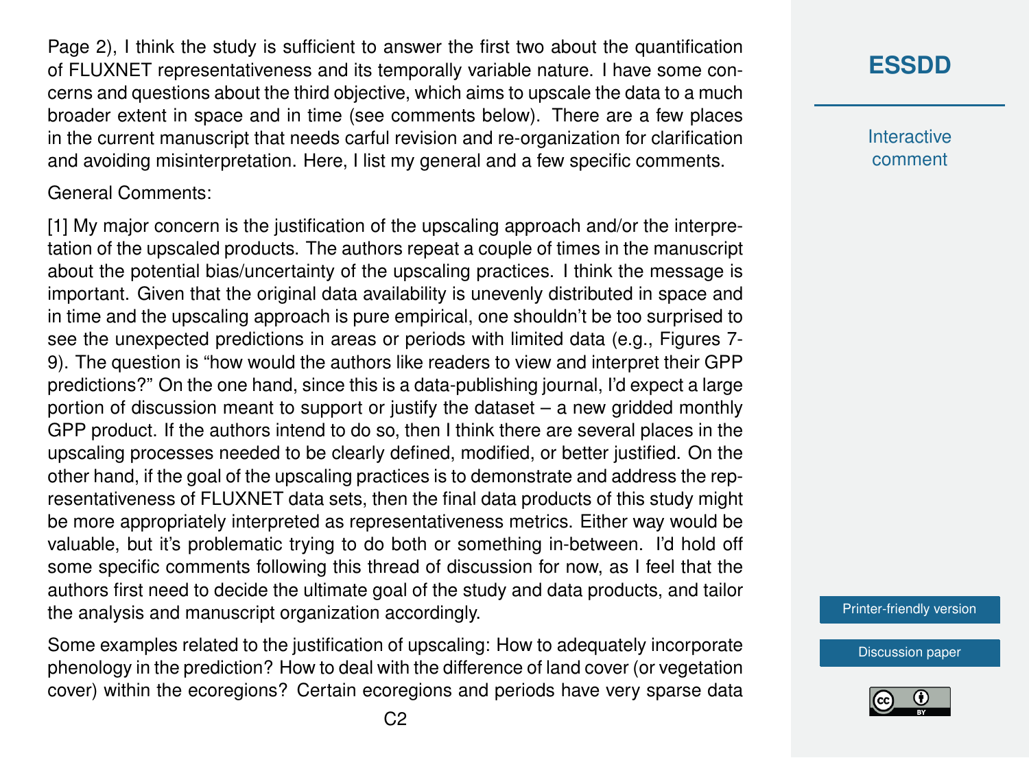Page 2), I think the study is sufficient to answer the first two about the quantification of FLUXNET representativeness and its temporally variable nature. I have some concerns and questions about the third objective, which aims to upscale the data to a much broader extent in space and in time (see comments below). There are a few places in the current manuscript that needs carful revision and re-organization for clarification and avoiding misinterpretation. Here, I list my general and a few specific comments.

General Comments:

[1] My major concern is the justification of the upscaling approach and/or the interpretation of the upscaled products. The authors repeat a couple of times in the manuscript about the potential bias/uncertainty of the upscaling practices. I think the message is important. Given that the original data availability is unevenly distributed in space and in time and the upscaling approach is pure empirical, one shouldn't be too surprised to see the unexpected predictions in areas or periods with limited data (e.g., Figures 7-9). The question is "how would the authors like readers to view and interpret their GPP predictions?" On the one hand, since this is a data-publishing journal, I'd expect a large portion of discussion meant to support or justify the dataset – a new gridded monthly GPP product. If the authors intend to do so, then I think there are several places in the upscaling processes needed to be clearly defined, modified, or better justified. On the other hand, if the goal of the upscaling practices is to demonstrate and address the representativeness of FLUXNET data sets, then the final data products of this study might be more appropriately interpreted as representativeness metrics. Either way would be valuable, but it's problematic trying to do both or something in-between. I'd hold off some specific comments following this thread of discussion for now, as I feel that the authors first need to decide the ultimate goal of the study and data products, and tailor the analysis and manuscript organization accordingly.

Some examples related to the justification of upscaling: How to adequately incorporate phenology in the prediction? How to deal with the difference of land cover (or vegetation cover) within the ecoregions? Certain ecoregions and periods have very sparse data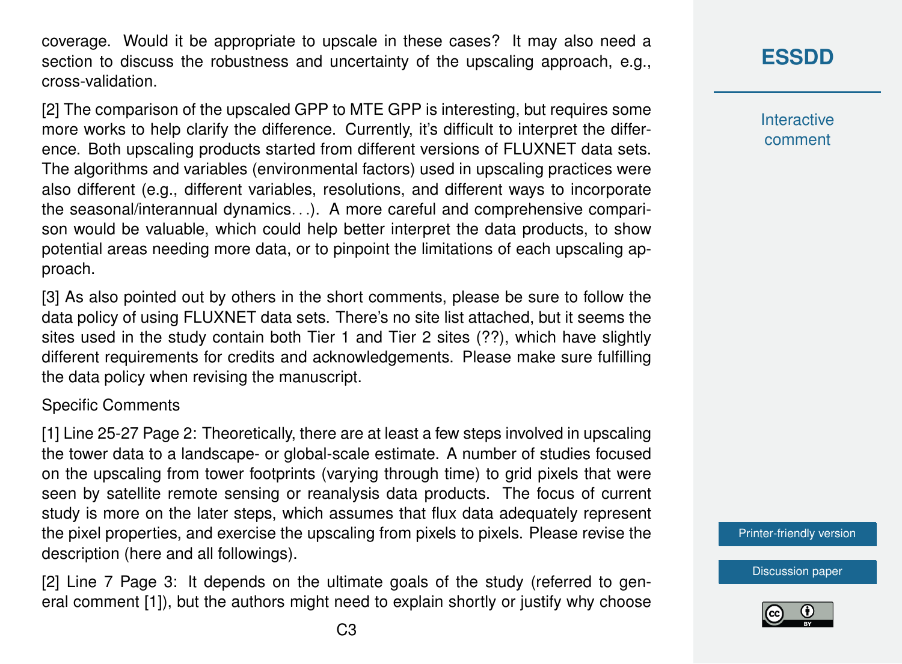coverage. Would it be appropriate to upscale in these cases? It may also need a section to discuss the robustness and uncertainty of the upscaling approach, e.g., cross-validation.

[2] The comparison of the upscaled GPP to MTE GPP is interesting, but requires some more works to help clarify the difference. Currently, it's difficult to interpret the difference. Both upscaling products started from different versions of FLUXNET data sets. The algorithms and variables (environmental factors) used in upscaling practices were also different (e.g., different variables, resolutions, and different ways to incorporate the seasonal/interannual dynamics. . .). A more careful and comprehensive comparison would be valuable, which could help better interpret the data products, to show potential areas needing more data, or to pinpoint the limitations of each upscaling approach.

[3] As also pointed out by others in the short comments, please be sure to follow the data policy of using FLUXNET data sets. There's no site list attached, but it seems the sites used in the study contain both Tier 1 and Tier 2 sites (??), which have slightly different requirements for credits and acknowledgements. Please make sure fulfilling the data policy when revising the manuscript.

Specific Comments

[1] Line 25-27 Page 2: Theoretically, there are at least a few steps involved in upscaling the tower data to a landscape- or global-scale estimate. A number of studies focused on the upscaling from tower footprints (varying through time) to grid pixels that were seen by satellite remote sensing or reanalysis data products. The focus of current study is more on the later steps, which assumes that flux data adequately represent the pixel properties, and exercise the upscaling from pixels to pixels. Please revise the description (here and all followings).

[2] Line 7 Page 3: It depends on the ultimate goals of the study (referred to general comment [1]), but the authors might need to explain shortly or justify why choose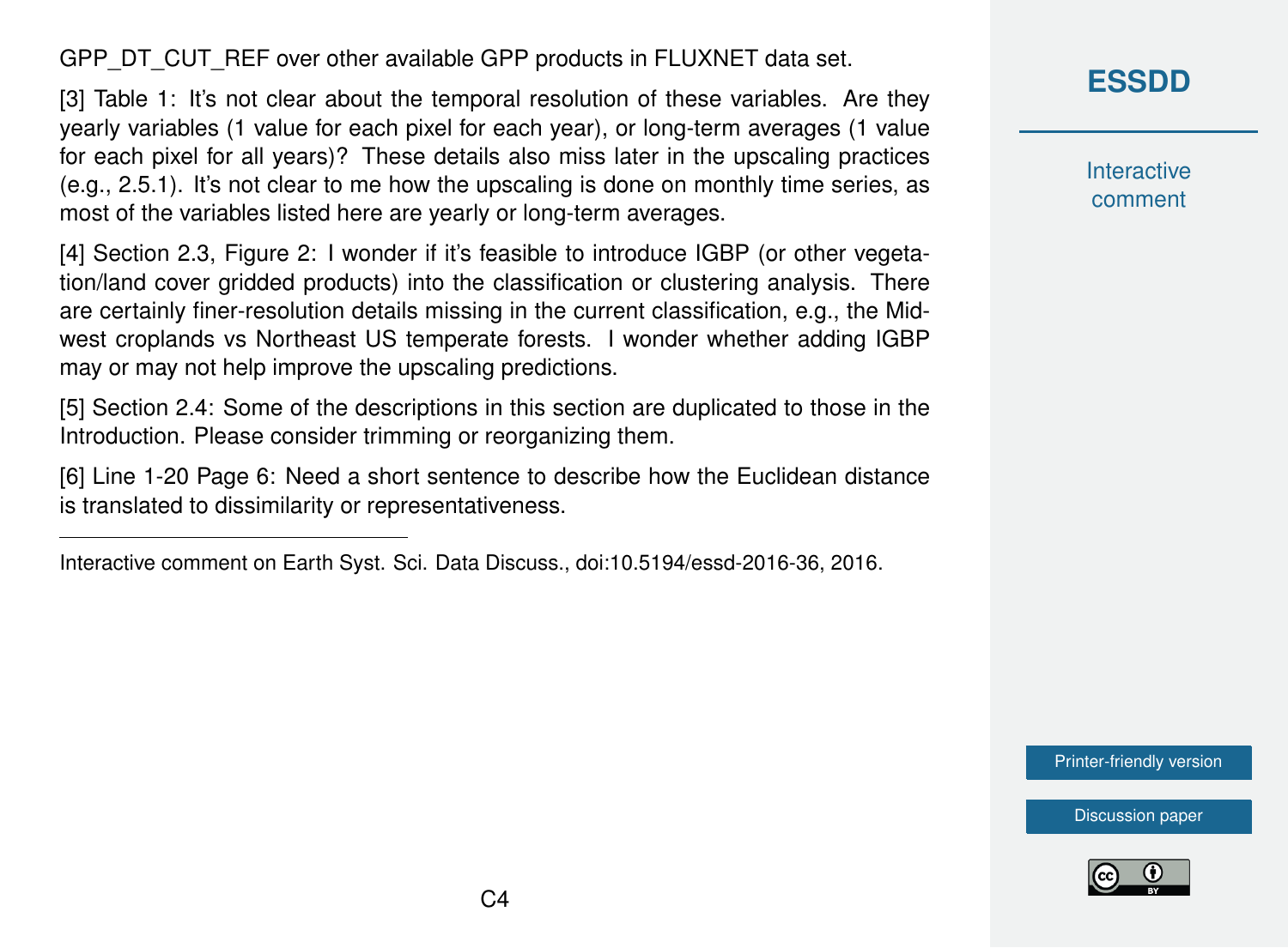GPP_DT_CUT_REF over other available GPP products in FLUXNET data set.

[3] Table 1: It's not clear about the temporal resolution of these variables. Are they yearly variables (1 value for each pixel for each year), or long-term averages (1 value for each pixel for all years)? These details also miss later in the upscaling practices (e.g., 2.5.1). It's not clear to me how the upscaling is done on monthly time series, as most of the variables listed here are yearly or long-term averages.

[4] Section 2.3, Figure 2: I wonder if it's feasible to introduce IGBP (or other vegetation/land cover gridded products) into the classification or clustering analysis. There are certainly finer-resolution details missing in the current classification, e.g., the Midwest croplands vs Northeast US temperate forests. I wonder whether adding IGBP may or may not help improve the upscaling predictions.

[5] Section 2.4: Some of the descriptions in this section are duplicated to those in the Introduction. Please consider trimming or reorganizing them.

[6] Line 1-20 Page 6: Need a short sentence to describe how the Euclidean distance is translated to dissimilarity or representativeness.

---

Interactive comment on Earth Syst. Sci. Data Discuss., doi:10.5194/essd-2016-36, 2016.